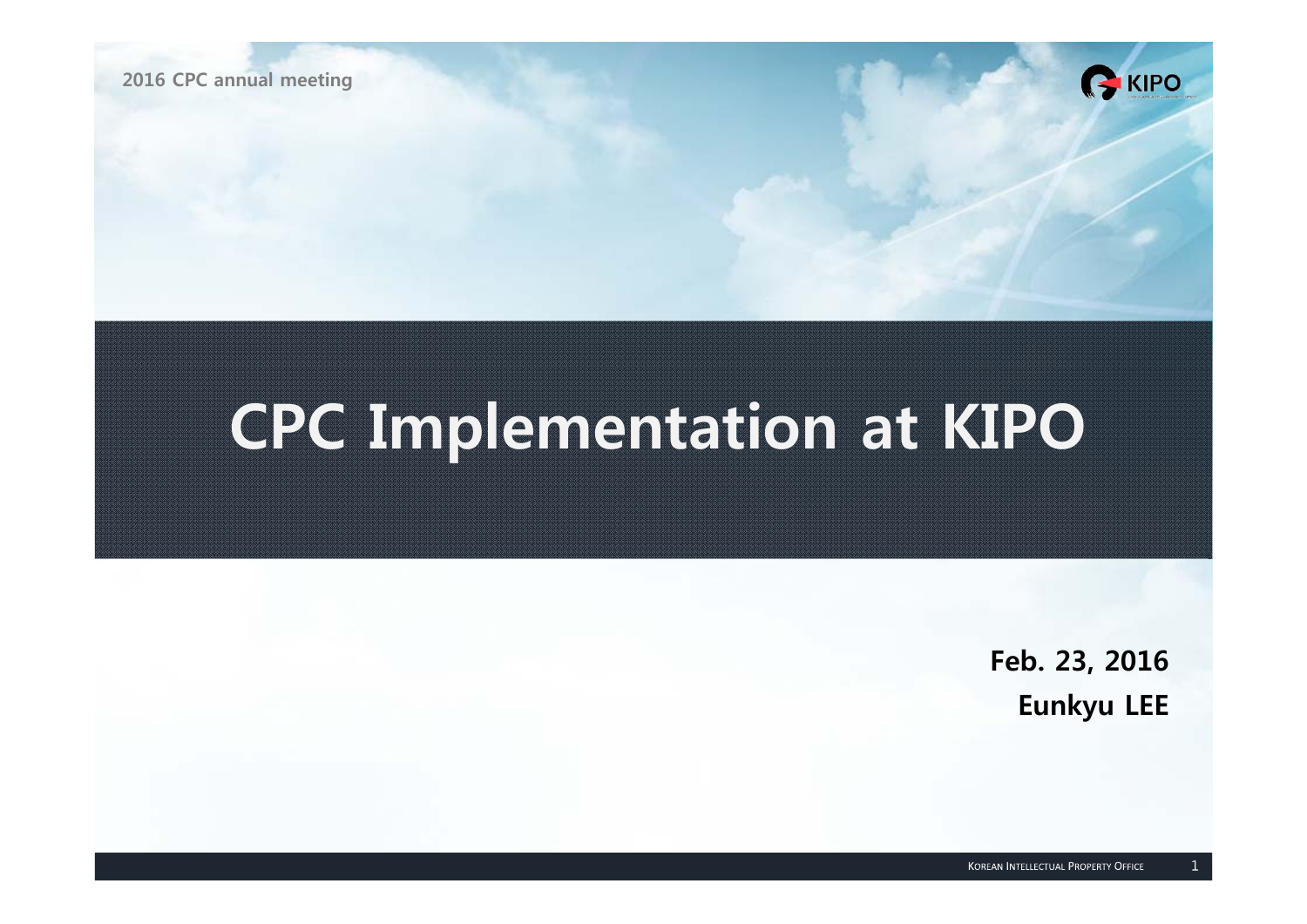2016 CPC annual meeting

# CPC Implementation at KIPO

**Feb. 23, 2016**

**Eunkyu LEE**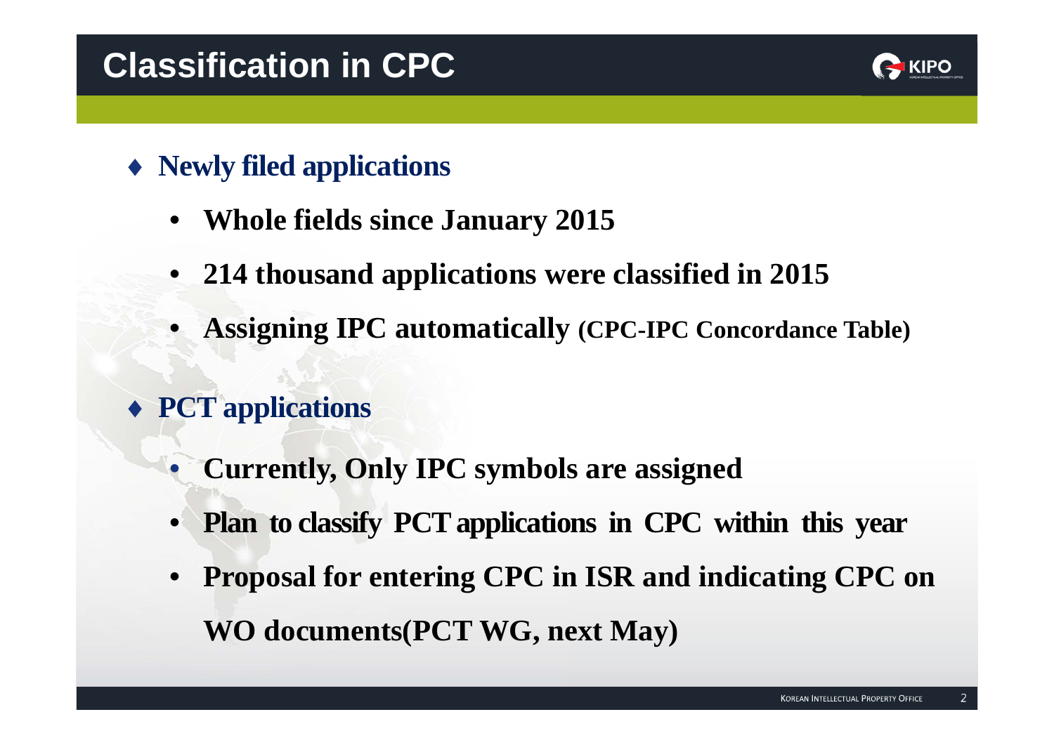# Classification in CPC

- **Newly filed applications**
  - **Whole fields since January 2015**
  - **214 thousand applications were classified in 2015**
  - **Assigning IPC automatically (CPC-IPC Concordance Table)**
- **PCT applications**
  - **Currently, Only IPC symbols are assigned**
  - **Plan to classify PCT applications in CPC within this year**
  - **Proposal for entering CPC in ISR and indicating CPC on WO documents(PCT WG, next May)**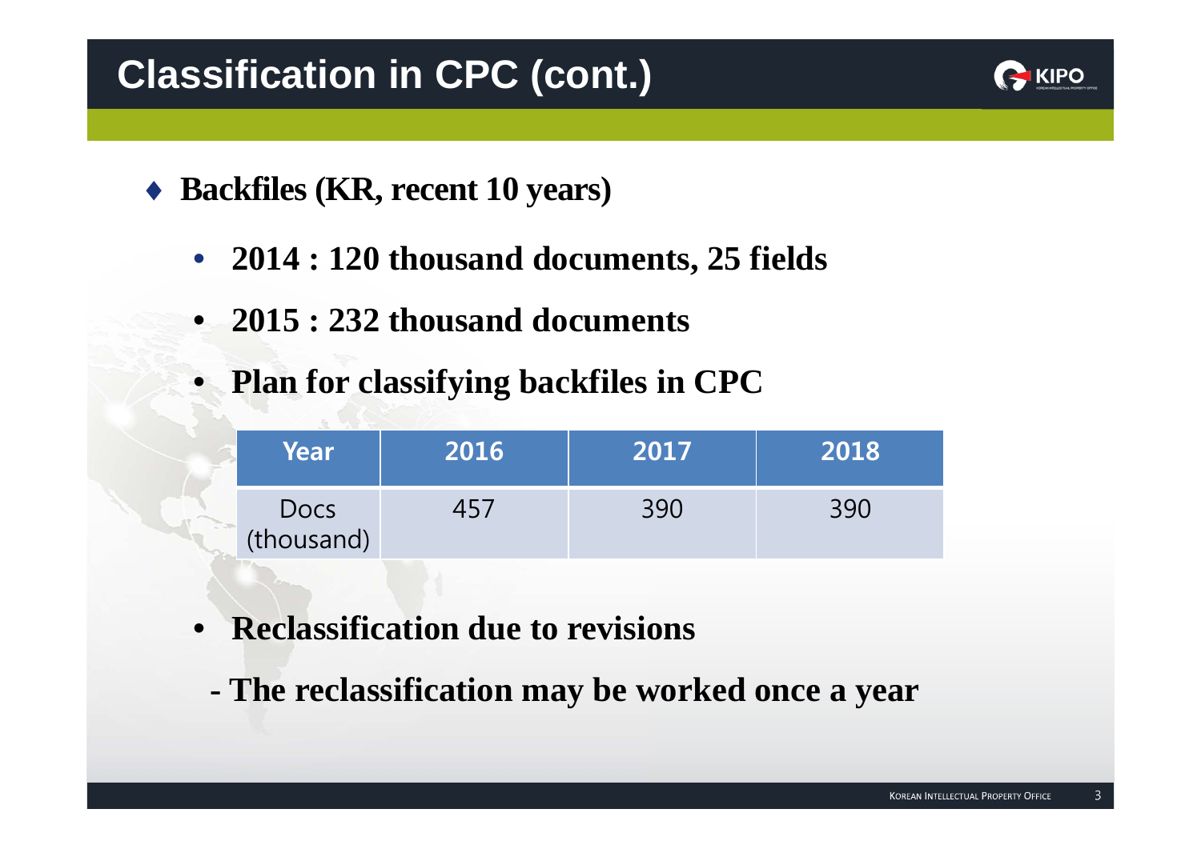# Classification in CPC (cont.)

- **Backfiles (KR, recent 10 years)**
  - **2014 : 120 thousand documents, 25 fields**
  - **2015 : 232 thousand documents**
  - **Plan for classifying backfiles in CPC**

| Year | 2016 | 2017 | 2018 |
|---|---|---|---|
| Docs (thousand) | 457 | 390 | 390 |

  - **Reclassification due to revisions**

    **- The reclassification may be worked once a year**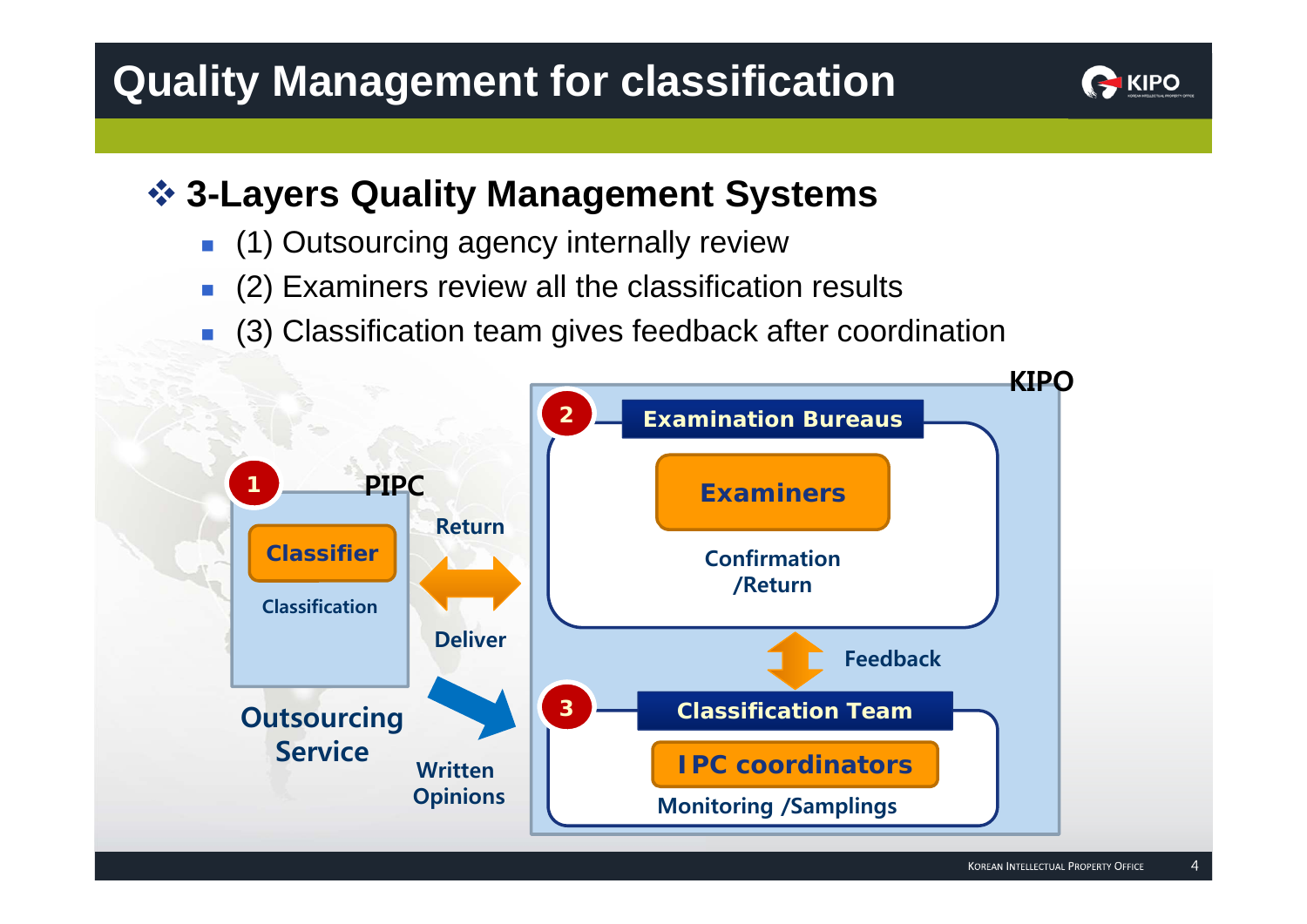# Quality Management for classification

## ❖ 3-Layers Quality Management Systems

- (1) Outsourcing agency internally review
- (2) Examiners review all the classification results
- (3) Classification team gives feedback after coordination

KIPO

2 Examination Bureaus

Examiners

Confirmation /Return

1 PIPC

Classifier

Classification

Return

Deliver

Feedback

Outsourcing Service

Written Opinions

3 Classification Team

IPC coordinators

Monitoring /Samplings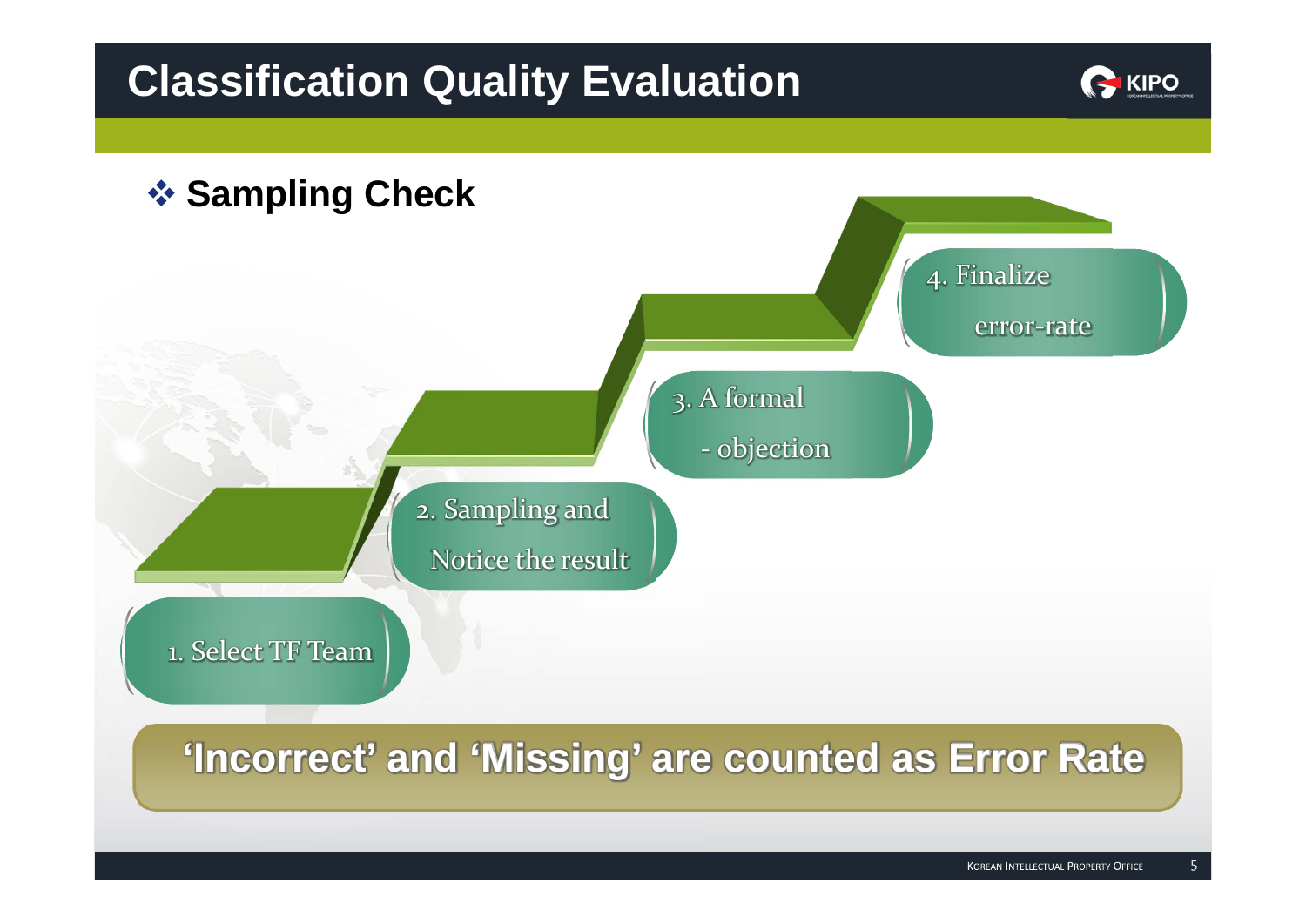# Classification Quality Evaluation

## ❖ Sampling Check

1. Select TF Team
2. Sampling and Notice the result
3. A formal - objection
4. Finalize error-rate

**'Incorrect' and 'Missing' are counted as Error Rate**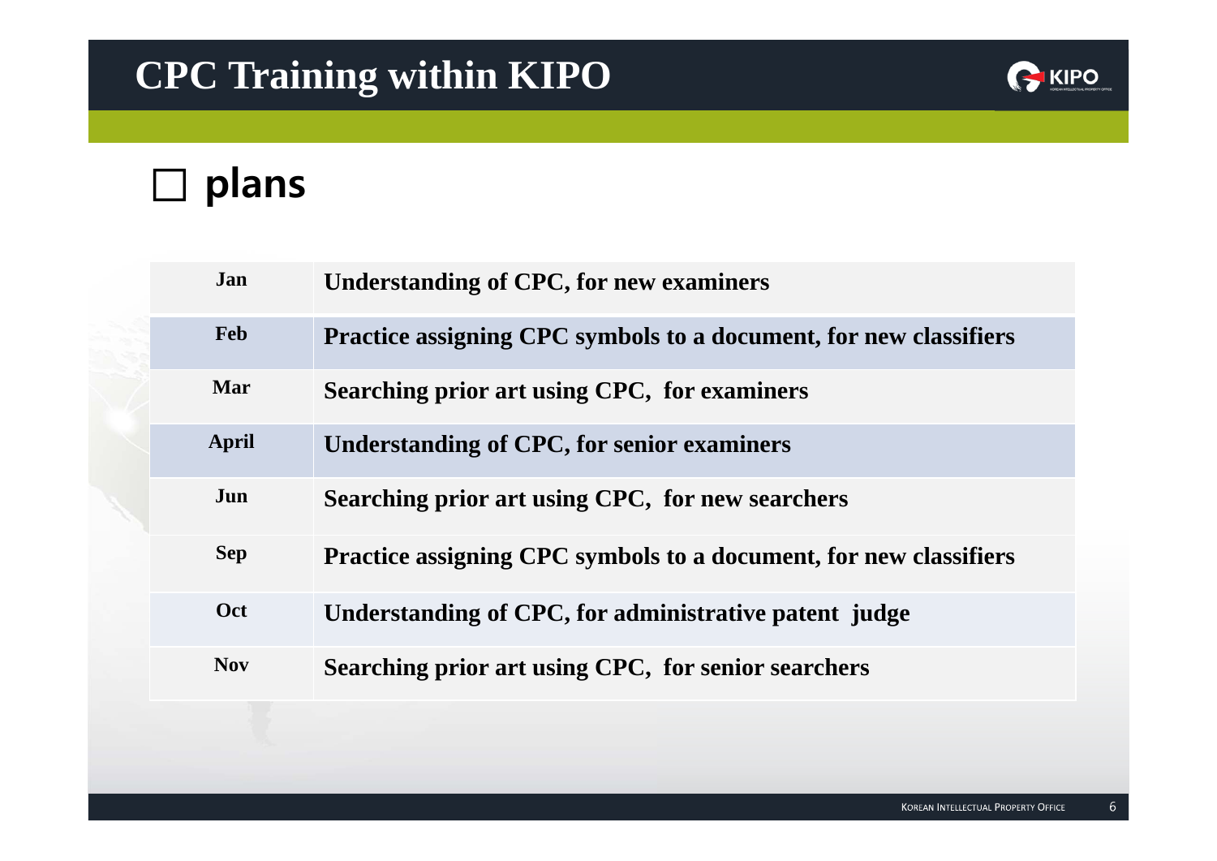# CPC Training within KIPO

## □ plans

| Month | Training |
|---|---|
| Jan | Understanding of CPC, for new examiners |
| Feb | Practice assigning CPC symbols to a document, for new classifiers |
| Mar | Searching prior art using CPC, for examiners |
| April | Understanding of CPC, for senior examiners |
| Jun | Searching prior art using CPC, for new searchers |
| Sep | Practice assigning CPC symbols to a document, for new classifiers |
| Oct | Understanding of CPC, for administrative patent judge |
| Nov | Searching prior art using CPC, for senior searchers |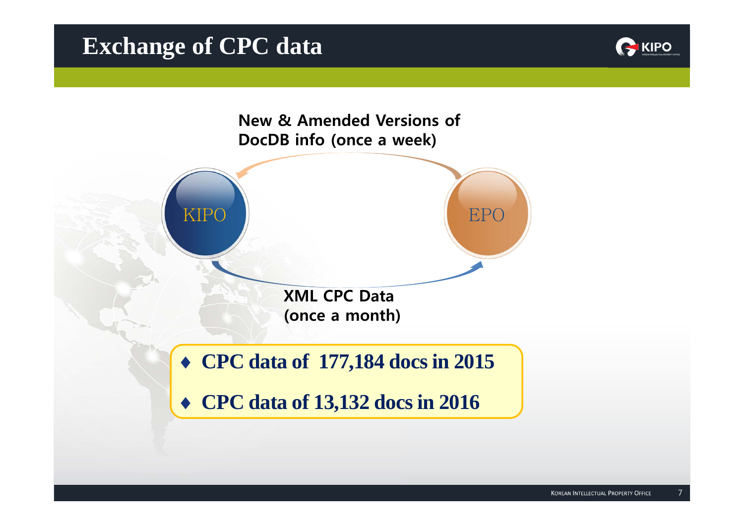# Exchange of CPC data

New & Amended Versions of DocDB info (once a week)

KIPO

EPO

XML CPC Data (once a month)

- **CPC data of 177,184 docs in 2015**
- **CPC data of 13,132 docs in 2016**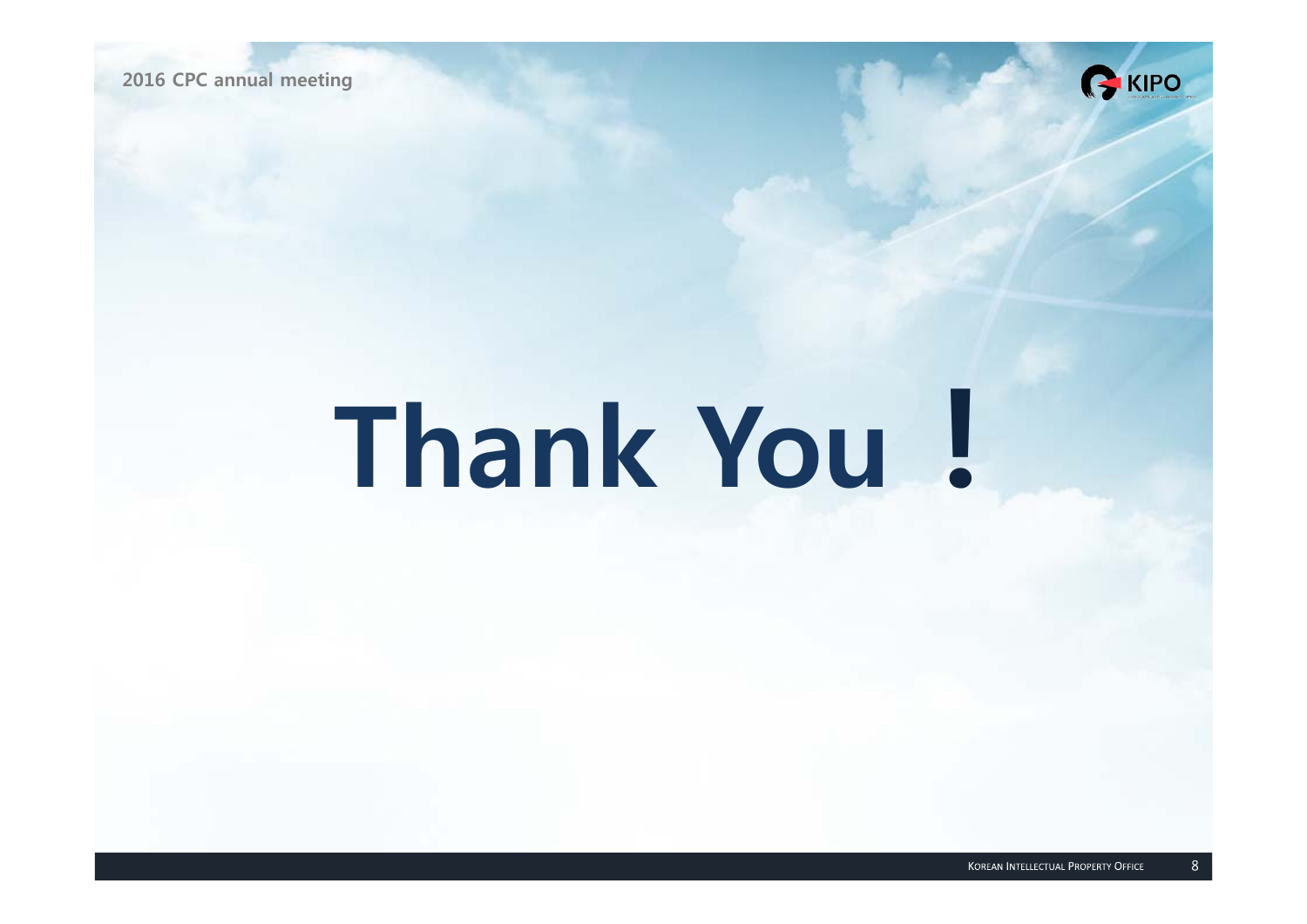# Thank You !